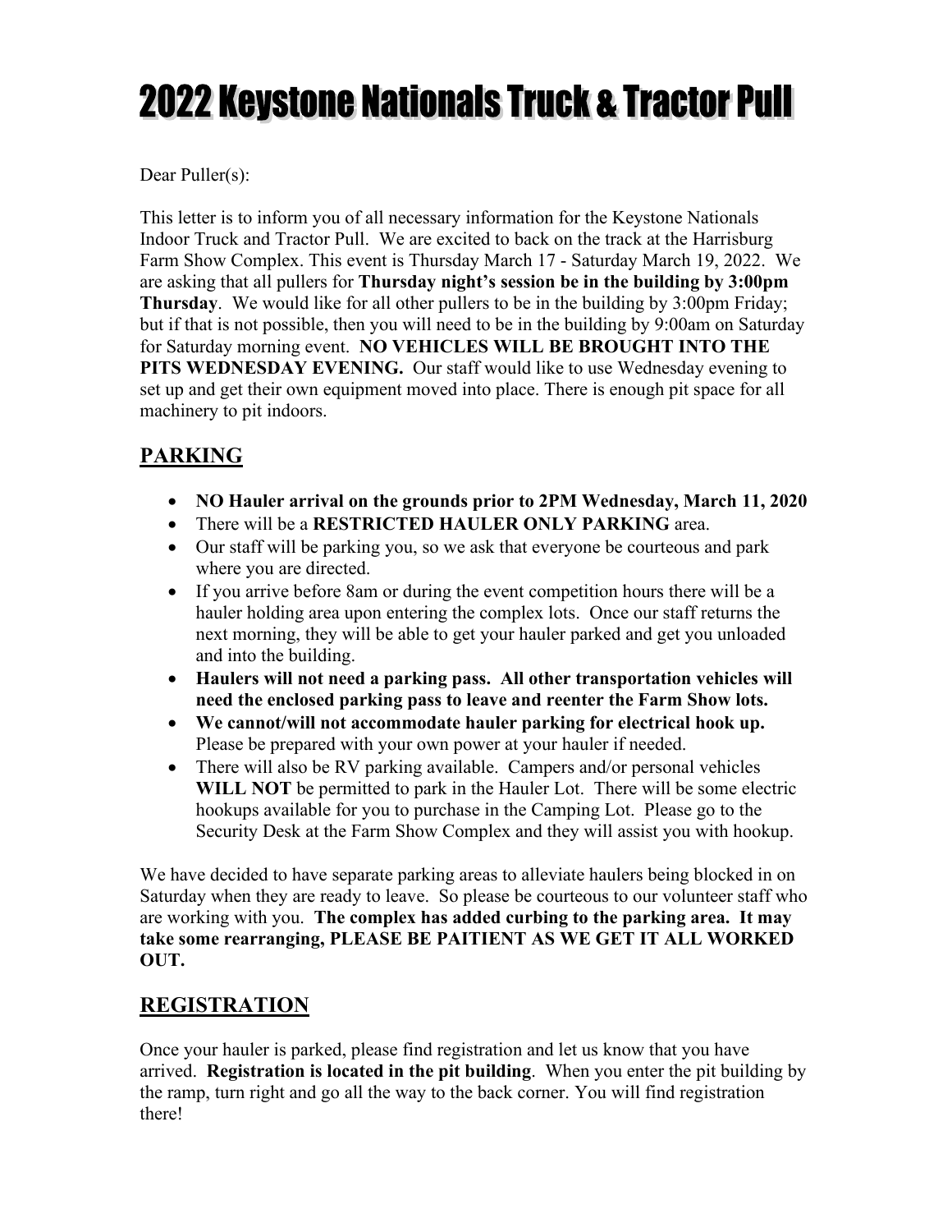# 2022 Keystone Nationals Truck & Tractor Pull

Dear Puller(s):

This letter is to inform you of all necessary information for the Keystone Nationals Indoor Truck and Tractor Pull. We are excited to back on the track at the Harrisburg Farm Show Complex. This event is Thursday March 17 - Saturday March 19, 2022. We are asking that all pullers for **Thursday night's session be in the building by 3:00pm Thursday**. We would like for all other pullers to be in the building by 3:00pm Friday; but if that is not possible, then you will need to be in the building by 9:00am on Saturday for Saturday morning event. **NO VEHICLES WILL BE BROUGHT INTO THE PITS WEDNESDAY EVENING.** Our staff would like to use Wednesday evening to set up and get their own equipment moved into place. There is enough pit space for all machinery to pit indoors.

## PARKING

- **NO Hauler arrival on the grounds prior to 2PM Wednesday, March 11, 2020**
- There will be a **RESTRICTED HAULER ONLY PARKING** area.
- Our staff will be parking you, so we ask that everyone be courteous and park where you are directed.
- If you arrive before 8am or during the event competition hours there will be a hauler holding area upon entering the complex lots. Once our staff returns the next morning, they will be able to get your hauler parked and get you unloaded and into the building.
- **Haulers will not need a parking pass. All other transportation vehicles will need the enclosed parking pass to leave and reenter the Farm Show lots.**
- **We cannot/will not accommodate hauler parking for electrical hook up.** Please be prepared with your own power at your hauler if needed.
- There will also be RV parking available. Campers and/or personal vehicles **WILL NOT** be permitted to park in the Hauler Lot. There will be some electric hookups available for you to purchase in the Camping Lot. Please go to the Security Desk at the Farm Show Complex and they will assist you with hookup.

We have decided to have separate parking areas to alleviate haulers being blocked in on Saturday when they are ready to leave. So please be courteous to our volunteer staff who are working with you. **The complex has added curbing to the parking area. It may take some rearranging, PLEASE BE PAITIENT AS WE GET IT ALL WORKED OUT.**

## REGISTRATION

Once your hauler is parked, please find registration and let us know that you have arrived. **Registration is located in the pit building**. When you enter the pit building by the ramp, turn right and go all the way to the back corner. You will find registration there!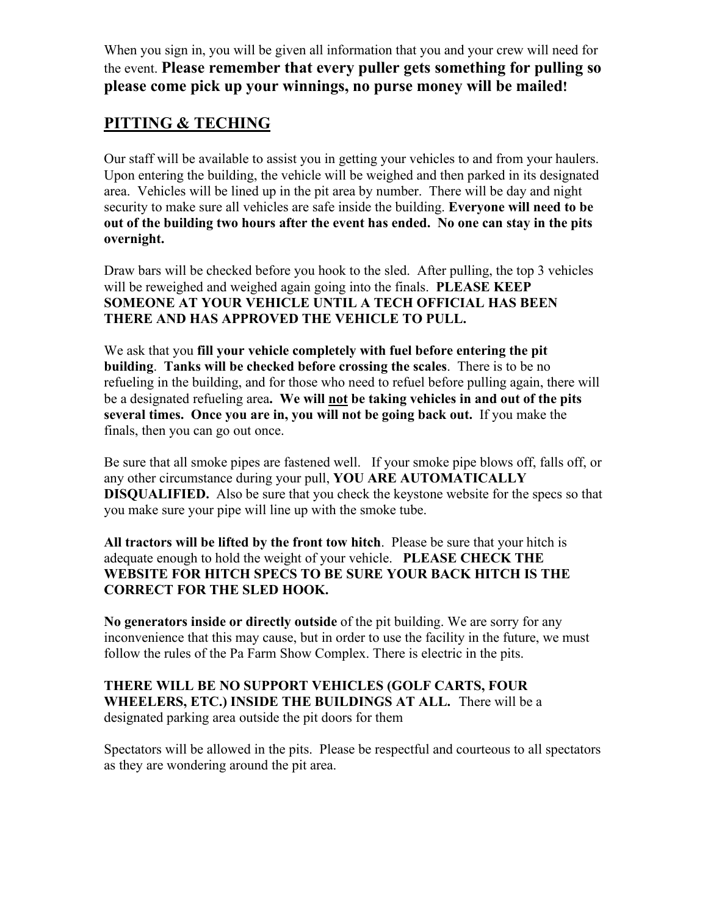When you sign in, you will be given all information that you and your crew will need for the event. **Please remember that every puller gets something for pulling so please come pick up your winnings, no purse money will be mailed!**

## PITTING & TECHING

Our staff will be available to assist you in getting your vehicles to and from your haulers. Upon entering the building, the vehicle will be weighed and then parked in its designated area. Vehicles will be lined up in the pit area by number. There will be day and night security to make sure all vehicles are safe inside the building. **Everyone will need to be out of the building two hours after the event has ended. No one can stay in the pits overnight.**

Draw bars will be checked before you hook to the sled. After pulling, the top 3 vehicles will be reweighed and weighed again going into the finals. **PLEASE KEEP SOMEONE AT YOUR VEHICLE UNTIL A TECH OFFICIAL HAS BEEN THERE AND HAS APPROVED THE VEHICLE TO PULL.**

We ask that you **fill your vehicle completely with fuel before entering the pit building**. **Tanks will be checked before crossing the scales**. There is to be no refueling in the building, and for those who need to refuel before pulling again, there will be a designated refueling area**. We will not be taking vehicles in and out of the pits several times. Once you are in, you will not be going back out.** If you make the finals, then you can go out once.

Be sure that all smoke pipes are fastened well. If your smoke pipe blows off, falls off, or any other circumstance during your pull, **YOU ARE AUTOMATICALLY DISQUALIFIED.** Also be sure that you check the keystone website for the specs so that you make sure your pipe will line up with the smoke tube.

**All tractors will be lifted by the front tow hitch**. Please be sure that your hitch is adequate enough to hold the weight of your vehicle. **PLEASE CHECK THE WEBSITE FOR HITCH SPECS TO BE SURE YOUR BACK HITCH IS THE CORRECT FOR THE SLED HOOK.**

**No generators inside or directly outside** of the pit building. We are sorry for any inconvenience that this may cause, but in order to use the facility in the future, we must follow the rules of the Pa Farm Show Complex. There is electric in the pits.

**THERE WILL BE NO SUPPORT VEHICLES (GOLF CARTS, FOUR WHEELERS, ETC.) INSIDE THE BUILDINGS AT ALL.** There will be a designated parking area outside the pit doors for them

Spectators will be allowed in the pits. Please be respectful and courteous to all spectators as they are wondering around the pit area.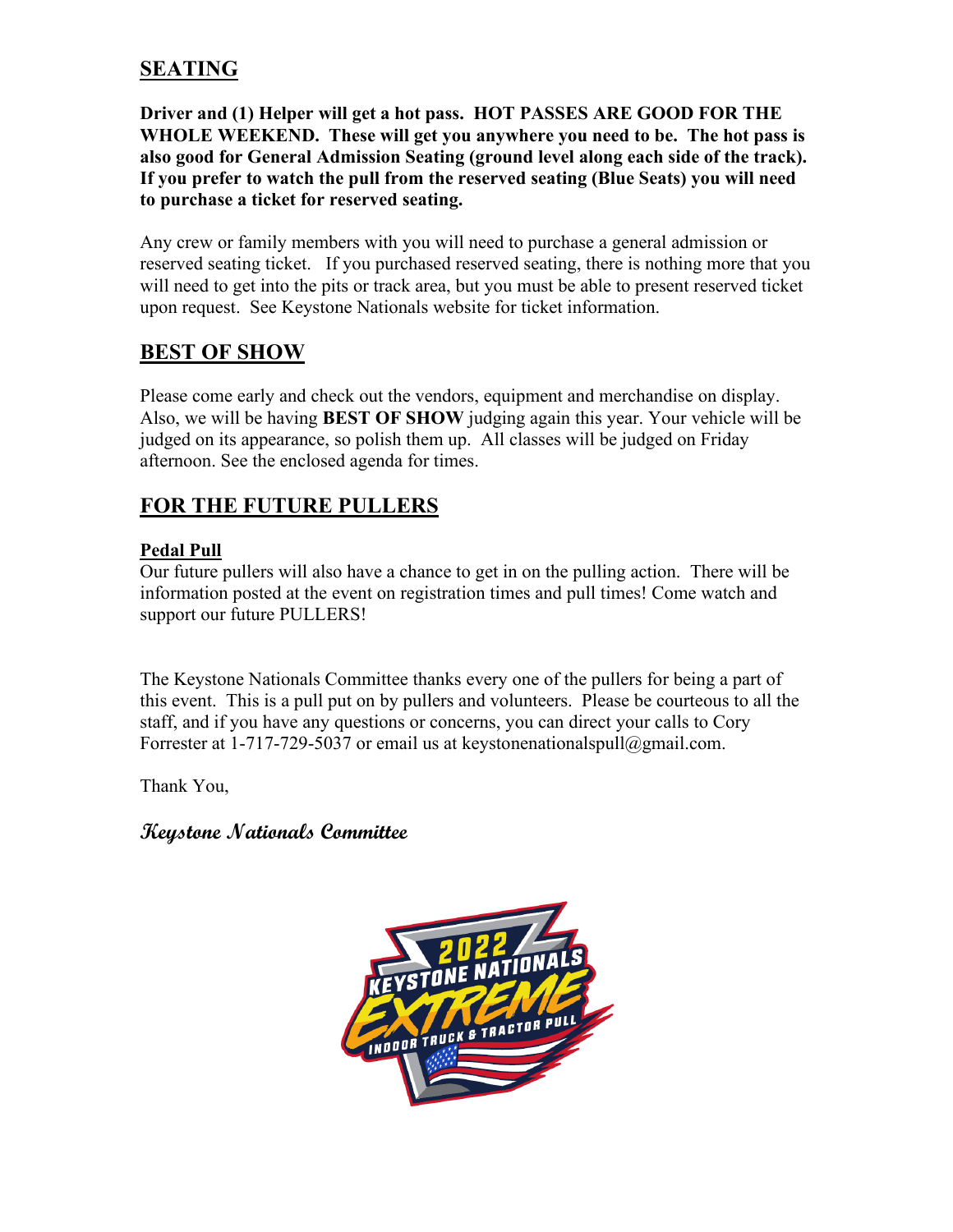## SEATING

**Driver and (1) Helper will get a hot pass. HOT PASSES ARE GOOD FOR THE WHOLE WEEKEND. These will get you anywhere you need to be. The hot pass is also good for General Admission Seating (ground level along each side of the track). If you prefer to watch the pull from the reserved seating (Blue Seats) you will need to purchase a ticket for reserved seating.**

Any crew or family members with you will need to purchase a general admission or reserved seating ticket. If you purchased reserved seating, there is nothing more that you will need to get into the pits or track area, but you must be able to present reserved ticket upon request. See Keystone Nationals website for ticket information.

## BEST OF SHOW

Please come early and check out the vendors, equipment and merchandise on display. Also, we will be having **BEST OF SHOW** judging again this year. Your vehicle will be judged on its appearance, so polish them up. All classes will be judged on Friday afternoon. See the enclosed agenda for times.

## FOR THE FUTURE PULLERS

### Pedal Pull

Our future pullers will also have a chance to get in on the pulling action. There will be information posted at the event on registration times and pull times! Come watch and support our future PULLERS!

The Keystone Nationals Committee thanks every one of the pullers for being a part of this event. This is a pull put on by pullers and volunteers. Please be courteous to all the staff, and if you have any questions or concerns, you can direct your calls to Cory Forrester at 1-717-729-5037 or email us at keystonenationalspull@gmail.com.

Thank You,

***Keystone Nationals Committee***

2022 KEYSTONE NATIONALS EXTREME INDOOR TRUCK & TRACTOR PULL